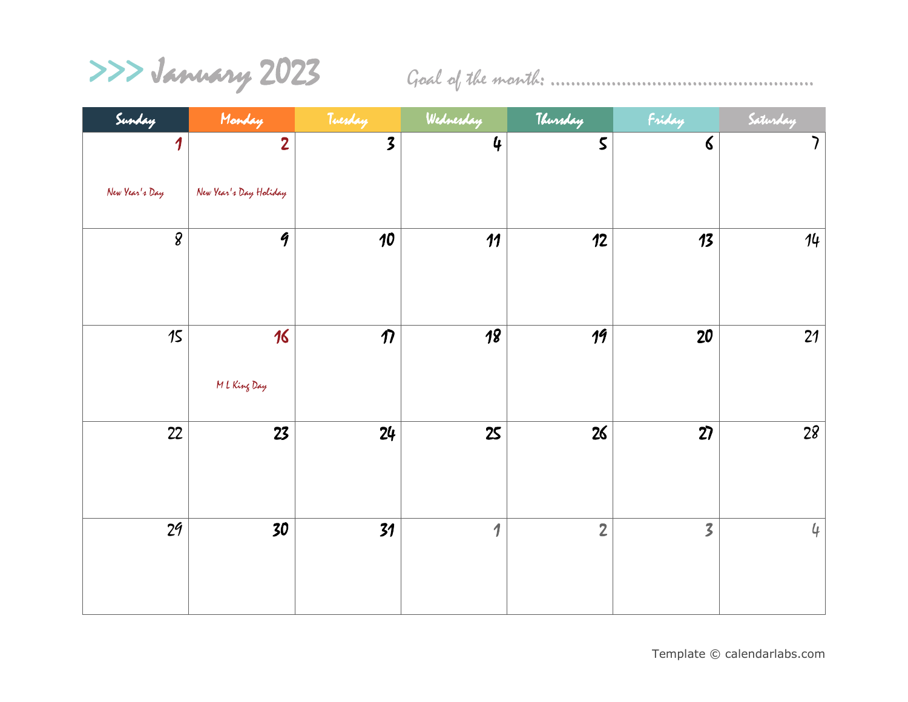# >>> January 2023

Goal of the month: ...............................................

| Sunday | Monday | Tuesday | Wednesday | Thursday | Friday | Saturday |
| --- | --- | --- | --- | --- | --- | --- |
| 1 New Year's Day | 2 New Year's Day Holiday | 3 | 4 | 5 | 6 | 7 |
| 8 | 9 | 10 | 11 | 12 | 13 | 14 |
| 15 | 16 M L King Day | 17 | 18 | 19 | 20 | 21 |
| 22 | 23 | 24 | 25 | 26 | 27 | 28 |
| 29 | 30 | 31 | 1 | 2 | 3 | 4 |

Template © calendarlabs.com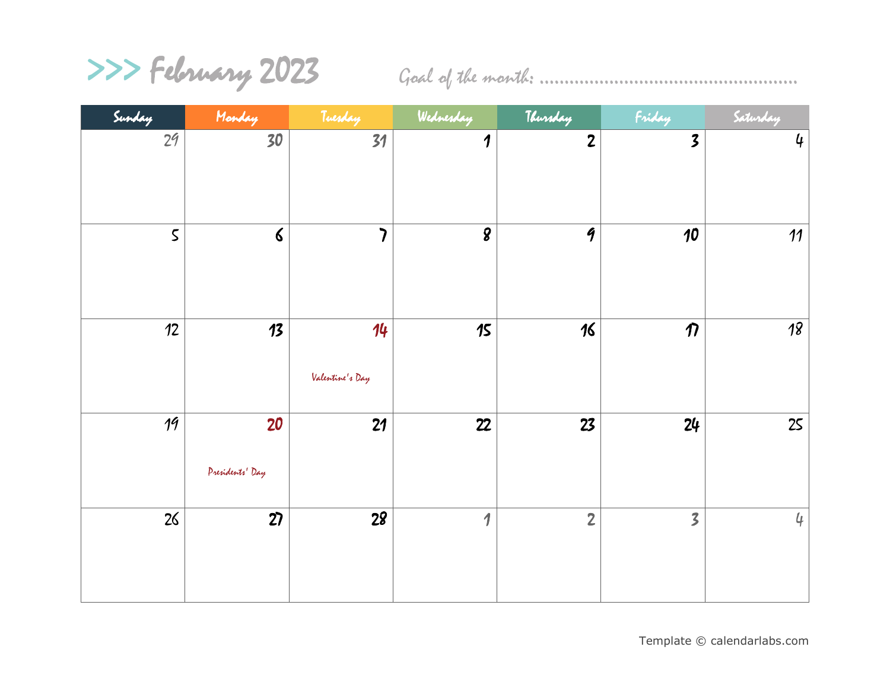# >>> February 2023

Goal of the month: ................................................

| Sunday | Monday | Tuesday | Wednesday | Thursday | Friday | Saturday |
|---|---|---|---|---|---|---|
| 29 | 30 | 31 | 1 | 2 | 3 | 4 |
| 5 | 6 | 7 | 8 | 9 | 10 | 11 |
| 12 | 13 | 14 Valentine's Day | 15 | 16 | 17 | 18 |
| 19 | 20 Presidents' Day | 21 | 22 | 23 | 24 | 25 |
| 26 | 27 | 28 | 1 | 2 | 3 | 4 |

Template © calendarlabs.com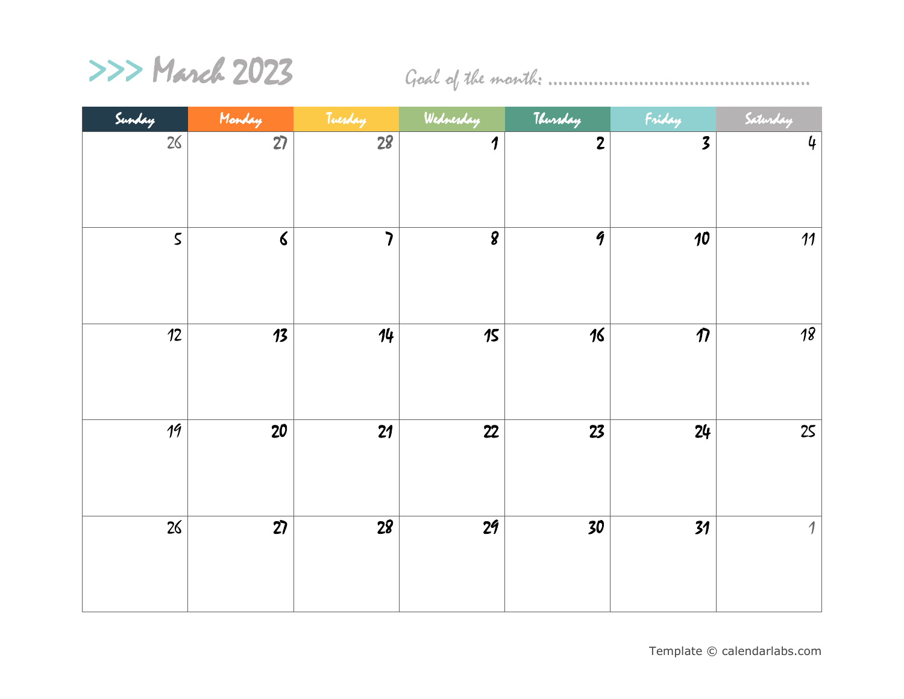# >>> March 2023

Goal of the month: ..................................................

| Sunday | Monday | Tuesday | Wednesday | Thursday | Friday | Saturday |
|---|---|---|---|---|---|---|
| 26 | 27 | 28 | 1 | 2 | 3 | 4 |
| 5 | 6 | 7 | 8 | 9 | 10 | 11 |
| 12 | 13 | 14 | 15 | 16 | 17 | 18 |
| 19 | 20 | 21 | 22 | 23 | 24 | 25 |
| 26 | 27 | 28 | 29 | 30 | 31 | 1 |

Template © calendarlabs.com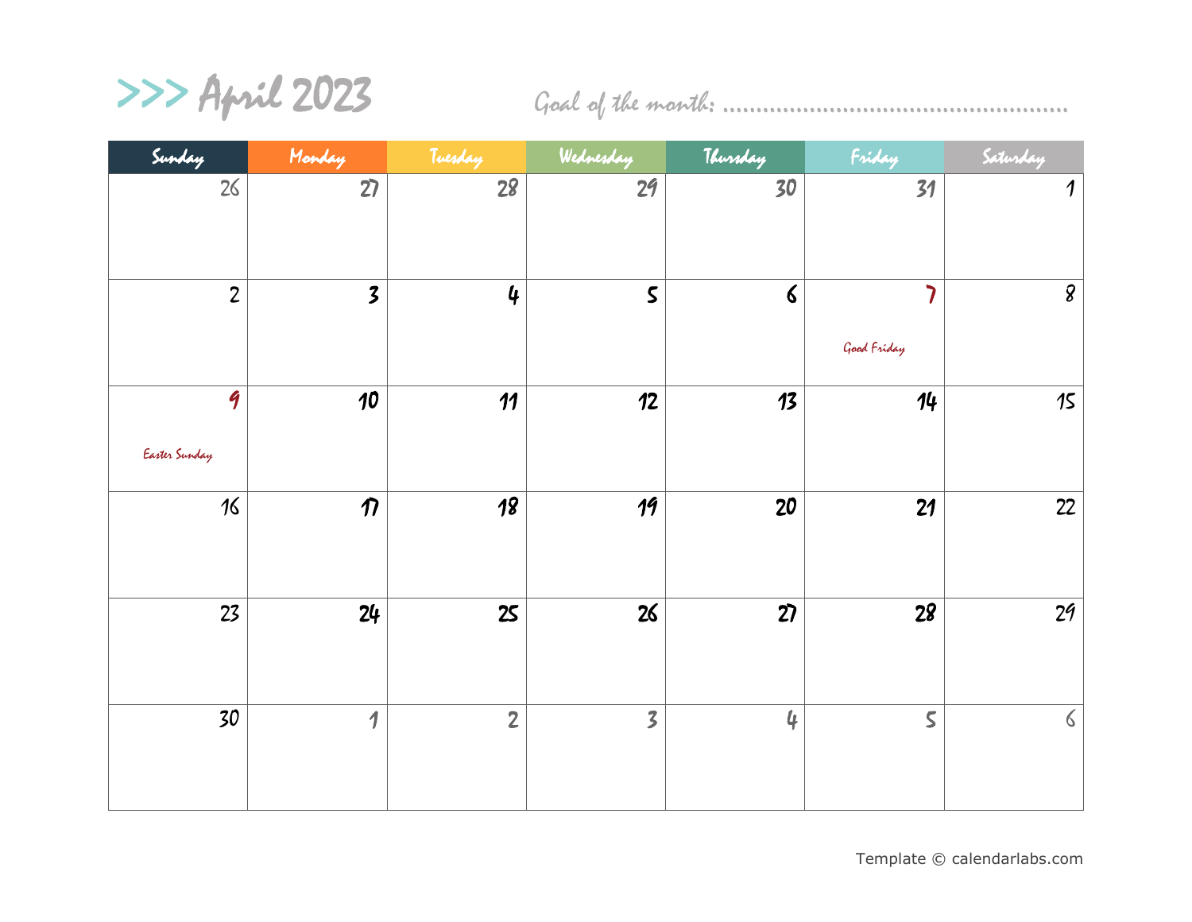# >>> April 2023

Goal of the month: ................................................

| Sunday | Monday | Tuesday | Wednesday | Thursday | Friday | Saturday |
| --- | --- | --- | --- | --- | --- | --- |
| 26 | 27 | 28 | 29 | 30 | 31 | 1 |
| 2 | 3 | 4 | 5 | 6 | 7 Good Friday | 8 |
| 9 Easter Sunday | 10 | 11 | 12 | 13 | 14 | 15 |
| 16 | 17 | 18 | 19 | 20 | 21 | 22 |
| 23 | 24 | 25 | 26 | 27 | 28 | 29 |
| 30 | 1 | 2 | 3 | 4 | 5 | 6 |

Template © calendarlabs.com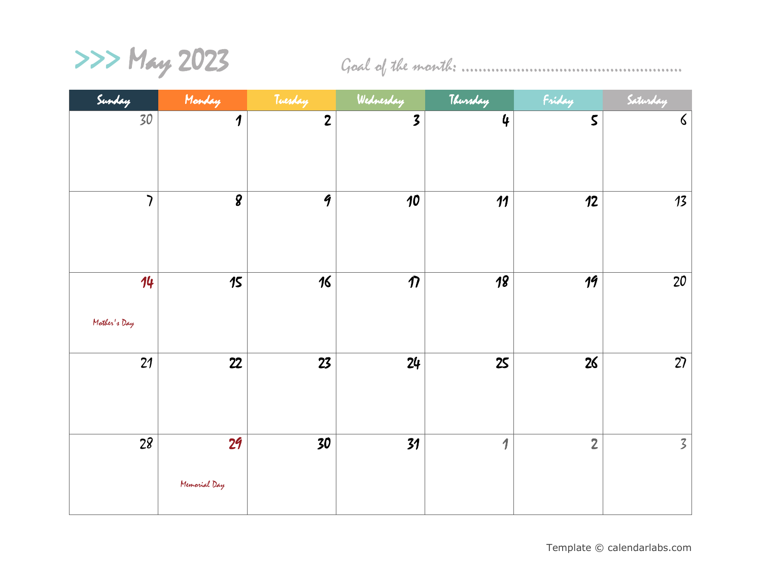# >>> May 2023

Goal of the month: ................................................

| Sunday | Monday | Tuesday | Wednesday | Thursday | Friday | Saturday |
|---|---|---|---|---|---|---|
| 30 | 1 | 2 | 3 | 4 | 5 | 6 |
| 7 | 8 | 9 | 10 | 11 | 12 | 13 |
| 14 Mother's Day | 15 | 16 | 17 | 18 | 19 | 20 |
| 21 | 22 | 23 | 24 | 25 | 26 | 27 |
| 28 | 29 Memorial Day | 30 | 31 | 1 | 2 | 3 |

Template © calendarlabs.com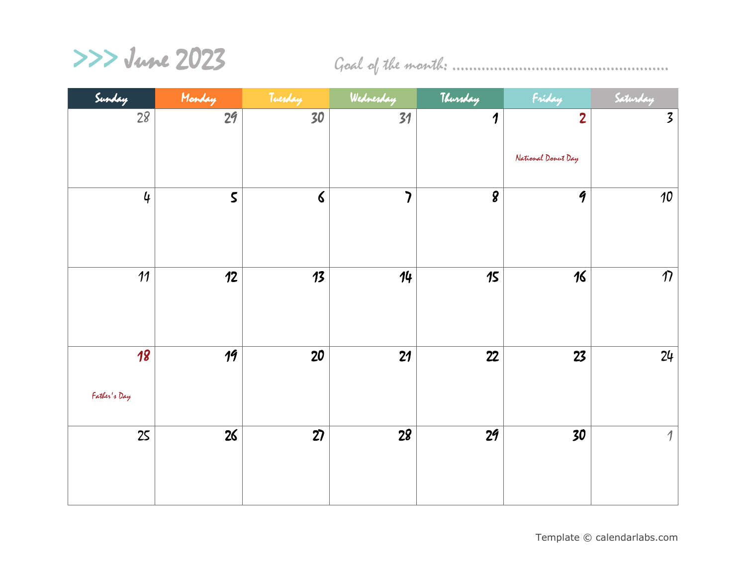# >>> June 2023

Goal of the month: ................................................

| Sunday | Monday | Tuesday | Wednesday | Thursday | Friday | Saturday |
|---|---|---|---|---|---|---|
| 28 | 29 | 30 | 31 | 1 | 2 National Donut Day | 3 |
| 4 | 5 | 6 | 7 | 8 | 9 | 10 |
| 11 | 12 | 13 | 14 | 15 | 16 | 17 |
| 18 Father's Day | 19 | 20 | 21 | 22 | 23 | 24 |
| 25 | 26 | 27 | 28 | 29 | 30 | 1 |

Template © calendarlabs.com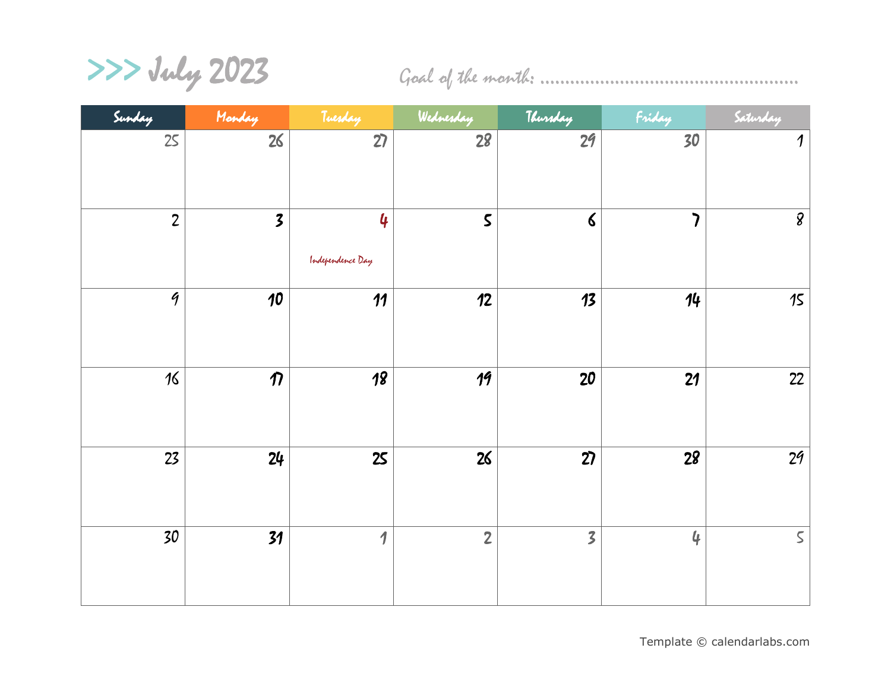# >>> July 2023

Goal of the month: ..................................................

| Sunday | Monday | Tuesday | Wednesday | Thursday | Friday | Saturday |
|---|---|---|---|---|---|---|
| 25 | 26 | 27 | 28 | 29 | 30 | 1 |
| 2 | 3 | 4 Independence Day | 5 | 6 | 7 | 8 |
| 9 | 10 | 11 | 12 | 13 | 14 | 15 |
| 16 | 17 | 18 | 19 | 20 | 21 | 22 |
| 23 | 24 | 25 | 26 | 27 | 28 | 29 |
| 30 | 31 | 1 | 2 | 3 | 4 | 5 |

Template © calendarlabs.com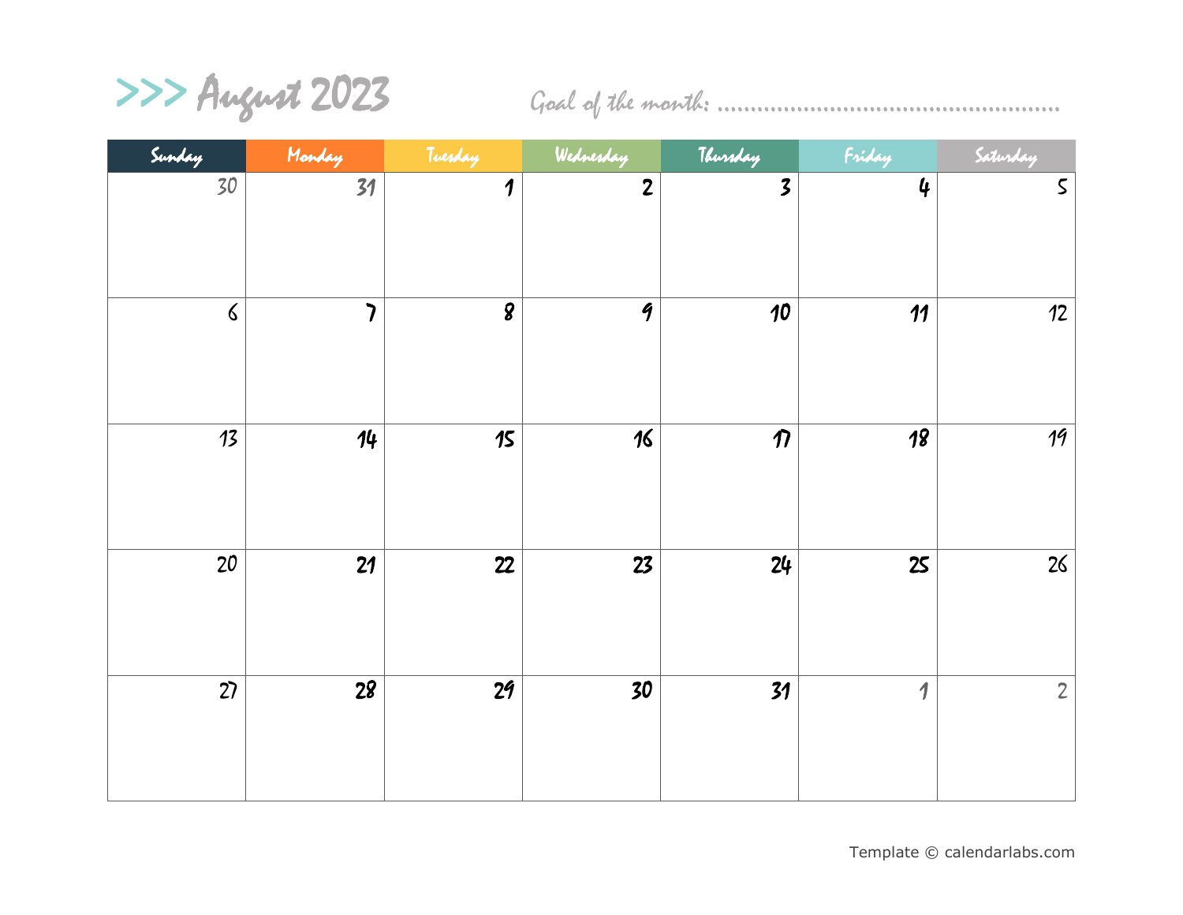# >>> August 2023

Goal of the month: ..................................................

| Sunday | Monday | Tuesday | Wednesday | Thursday | Friday | Saturday |
|---|---|---|---|---|---|---|
| 30 | 31 | 1 | 2 | 3 | 4 | 5 |
| 6 | 7 | 8 | 9 | 10 | 11 | 12 |
| 13 | 14 | 15 | 16 | 17 | 18 | 19 |
| 20 | 21 | 22 | 23 | 24 | 25 | 26 |
| 27 | 28 | 29 | 30 | 31 | 1 | 2 |

Template © calendarlabs.com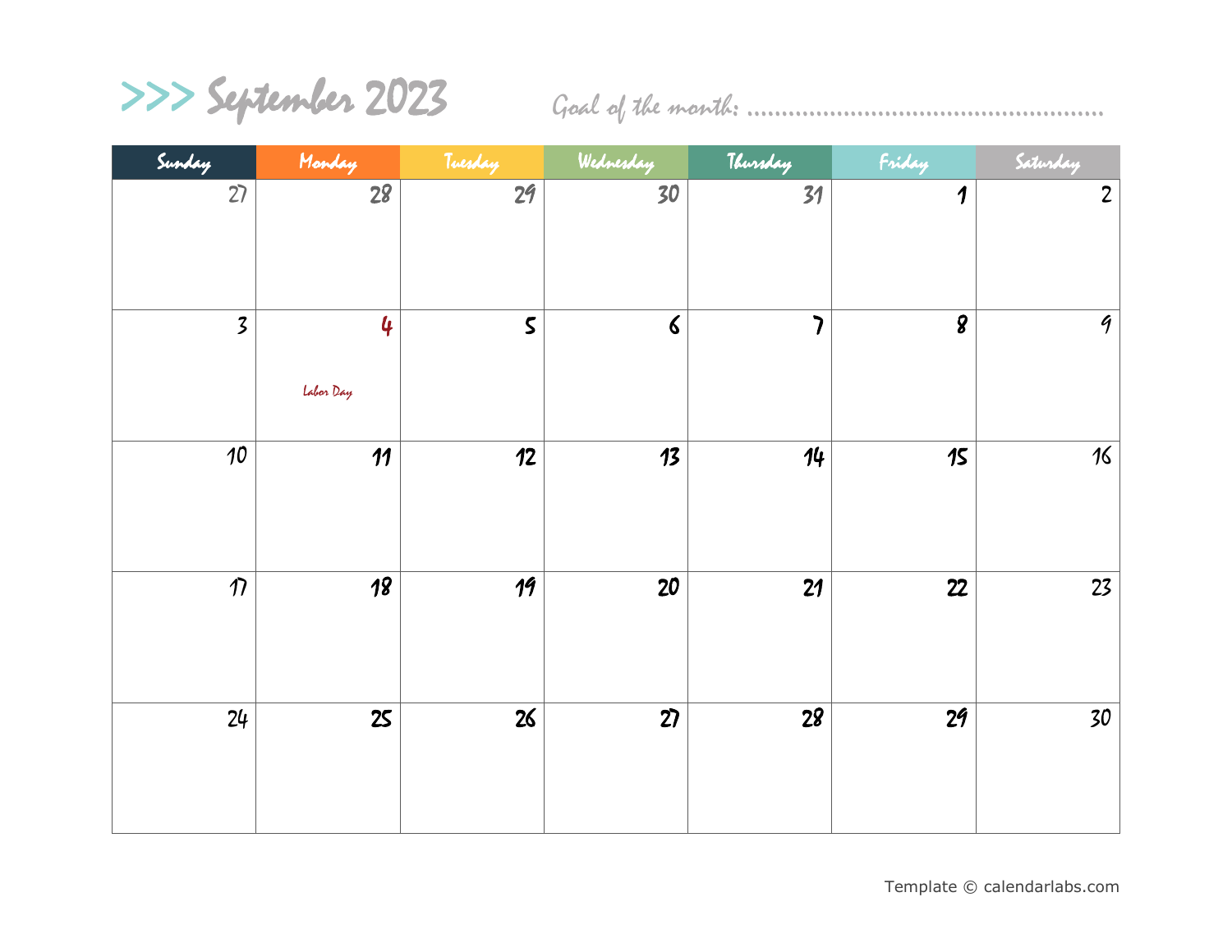# >>> September 2023

Goal of the month: ..................................................

| Sunday | Monday | Tuesday | Wednesday | Thursday | Friday | Saturday |
|---|---|---|---|---|---|---|
| 27 | 28 | 29 | 30 | 31 | 1 | 2 |
| 3 | 4 Labor Day | 5 | 6 | 7 | 8 | 9 |
| 10 | 11 | 12 | 13 | 14 | 15 | 16 |
| 17 | 18 | 19 | 20 | 21 | 22 | 23 |
| 24 | 25 | 26 | 27 | 28 | 29 | 30 |

Template © calendarlabs.com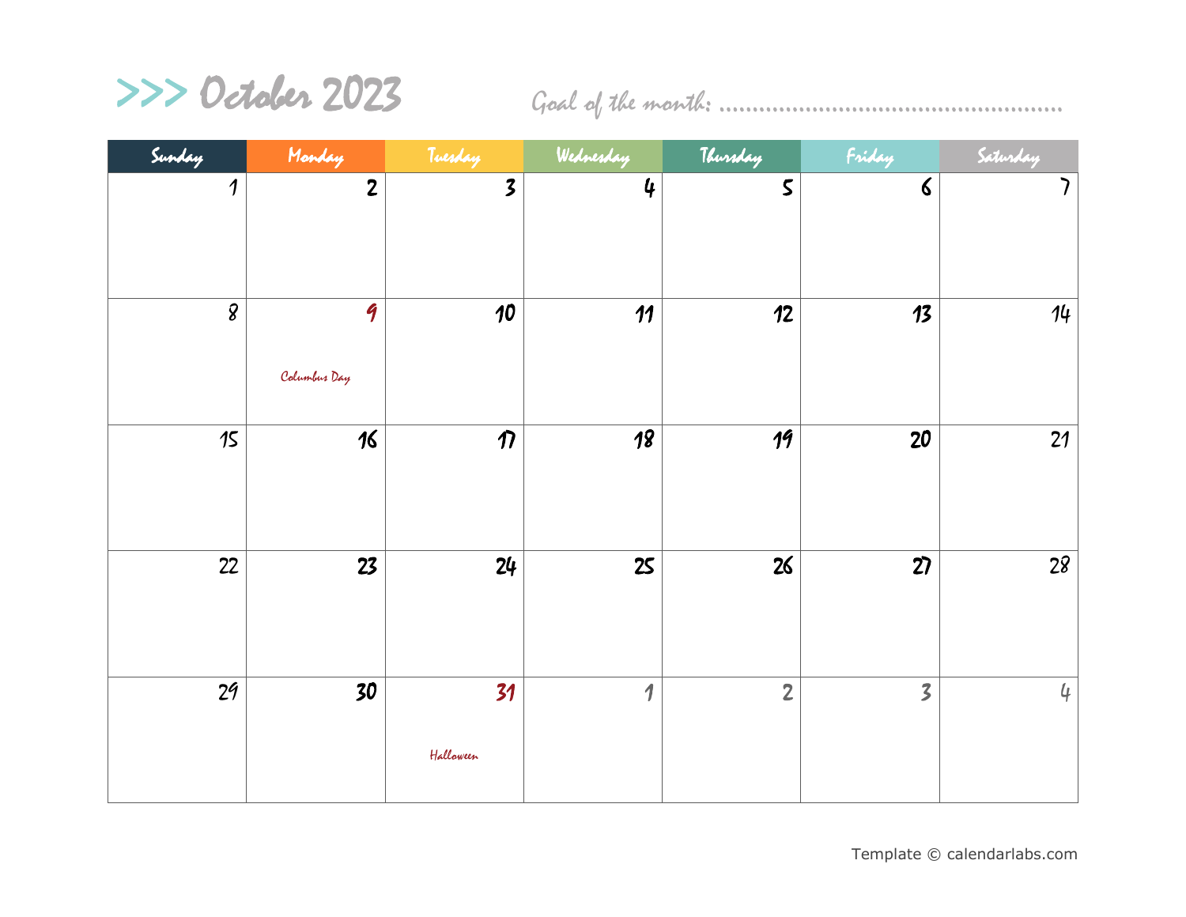# >>> October 2023

Goal of the month: ..................................................

| Sunday | Monday | Tuesday | Wednesday | Thursday | Friday | Saturday |
| --- | --- | --- | --- | --- | --- | --- |
| 1 | 2 | 3 | 4 | 5 | 6 | 7 |
| 8 | 9 Columbus Day | 10 | 11 | 12 | 13 | 14 |
| 15 | 16 | 17 | 18 | 19 | 20 | 21 |
| 22 | 23 | 24 | 25 | 26 | 27 | 28 |
| 29 | 30 | 31 Halloween | 1 | 2 | 3 | 4 |

Template © calendarlabs.com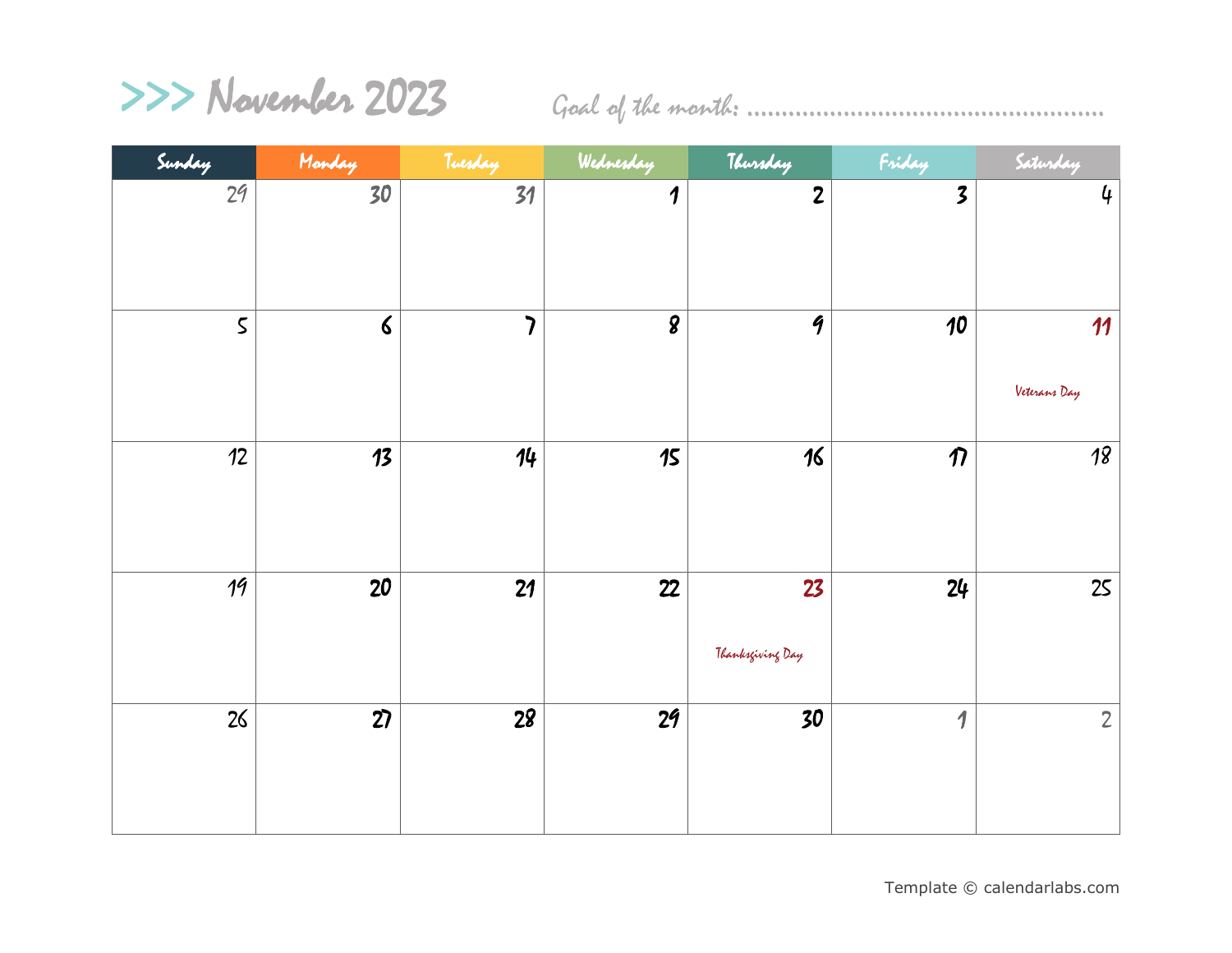# >>> November 2023

Goal of the month: ..................................................

| Sunday | Monday | Tuesday | Wednesday | Thursday | Friday | Saturday |
| --- | --- | --- | --- | --- | --- | --- |
| 29 | 30 | 31 | 1 | 2 | 3 | 4 |
| 5 | 6 | 7 | 8 | 9 | 10 | 11 Veterans Day |
| 12 | 13 | 14 | 15 | 16 | 17 | 18 |
| 19 | 20 | 21 | 22 | 23 Thanksgiving Day | 24 | 25 |
| 26 | 27 | 28 | 29 | 30 | 1 | 2 |

Template © calendarlabs.com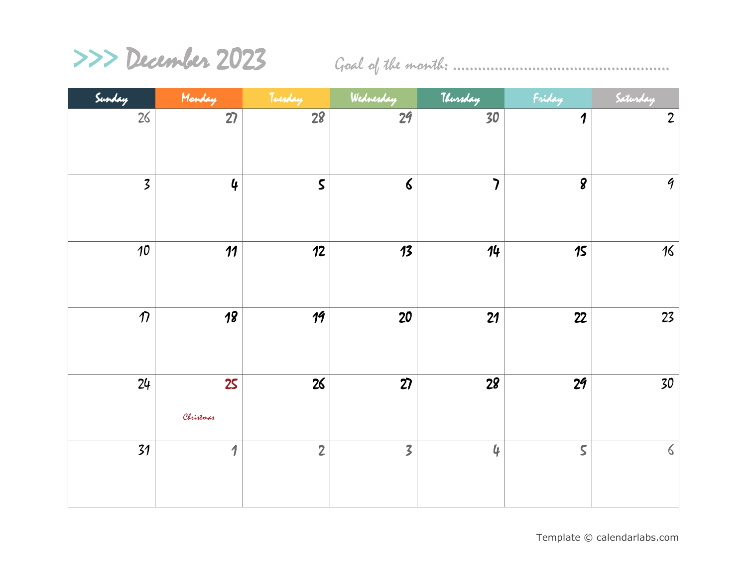# >>> December 2023

Goal of the month: ..................................................

| Sunday | Monday | Tuesday | Wednesday | Thursday | Friday | Saturday |
|---|---|---|---|---|---|---|
| 26 | 27 | 28 | 29 | 30 | 1 | 2 |
| 3 | 4 | 5 | 6 | 7 | 8 | 9 |
| 10 | 11 | 12 | 13 | 14 | 15 | 16 |
| 17 | 18 | 19 | 20 | 21 | 22 | 23 |
| 24 | 25 Christmas | 26 | 27 | 28 | 29 | 30 |
| 31 | 1 | 2 | 3 | 4 | 5 | 6 |

Template © calendarlabs.com